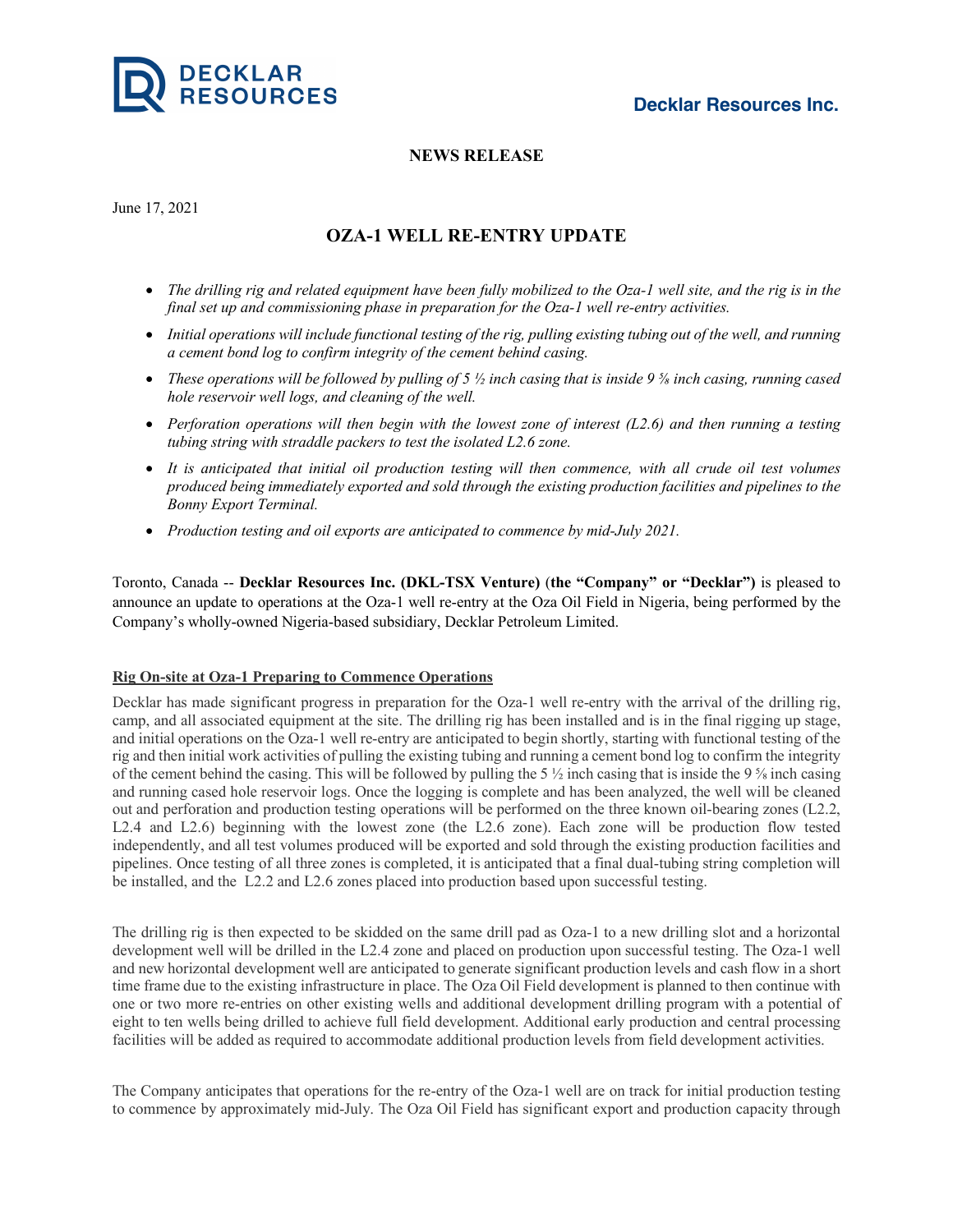Decklar Resources Inc.

**NEWS RELEASE**

June 17, 2021

# OZA-1 WELL RE-ENTRY UPDATE

- *The drilling rig and related equipment have been fully mobilized to the Oza-1 well site, and the rig is in the final set up and commissioning phase in preparation for the Oza-1 well re-entry activities.*
- *Initial operations will include functional testing of the rig, pulling existing tubing out of the well, and running a cement bond log to confirm integrity of the cement behind casing.*
- *These operations will be followed by pulling of 5 ½ inch casing that is inside 9 ⅝ inch casing, running cased hole reservoir well logs, and cleaning of the well.*
- *Perforation operations will then begin with the lowest zone of interest (L2.6) and then running a testing tubing string with straddle packers to test the isolated L2.6 zone.*
- *It is anticipated that initial oil production testing will then commence, with all crude oil test volumes produced being immediately exported and sold through the existing production facilities and pipelines to the Bonny Export Terminal.*
- *Production testing and oil exports are anticipated to commence by mid-July 2021.*

Toronto, Canada -- **Decklar Resources Inc. (DKL-TSX Venture)** (**the "Company" or "Decklar")** is pleased to announce an update to operations at the Oza-1 well re-entry at the Oza Oil Field in Nigeria, being performed by the Company's wholly-owned Nigeria-based subsidiary, Decklar Petroleum Limited.

**Rig On-site at Oza-1 Preparing to Commence Operations**

Decklar has made significant progress in preparation for the Oza-1 well re-entry with the arrival of the drilling rig, camp, and all associated equipment at the site. The drilling rig has been installed and is in the final rigging up stage, and initial operations on the Oza-1 well re-entry are anticipated to begin shortly, starting with functional testing of the rig and then initial work activities of pulling the existing tubing and running a cement bond log to confirm the integrity of the cement behind the casing. This will be followed by pulling the 5 ½ inch casing that is inside the 9 ⅝ inch casing and running cased hole reservoir logs. Once the logging is complete and has been analyzed, the well will be cleaned out and perforation and production testing operations will be performed on the three known oil-bearing zones (L2.2, L2.4 and L2.6) beginning with the lowest zone (the L2.6 zone). Each zone will be production flow tested independently, and all test volumes produced will be exported and sold through the existing production facilities and pipelines. Once testing of all three zones is completed, it is anticipated that a final dual-tubing string completion will be installed, and the L2.2 and L2.6 zones placed into production based upon successful testing.

The drilling rig is then expected to be skidded on the same drill pad as Oza-1 to a new drilling slot and a horizontal development well will be drilled in the L2.4 zone and placed on production upon successful testing. The Oza-1 well and new horizontal development well are anticipated to generate significant production levels and cash flow in a short time frame due to the existing infrastructure in place. The Oza Oil Field development is planned to then continue with one or two more re-entries on other existing wells and additional development drilling program with a potential of eight to ten wells being drilled to achieve full field development. Additional early production and central processing facilities will be added as required to accommodate additional production levels from field development activities.

The Company anticipates that operations for the re-entry of the Oza-1 well are on track for initial production testing to commence by approximately mid-July. The Oza Oil Field has significant export and production capacity through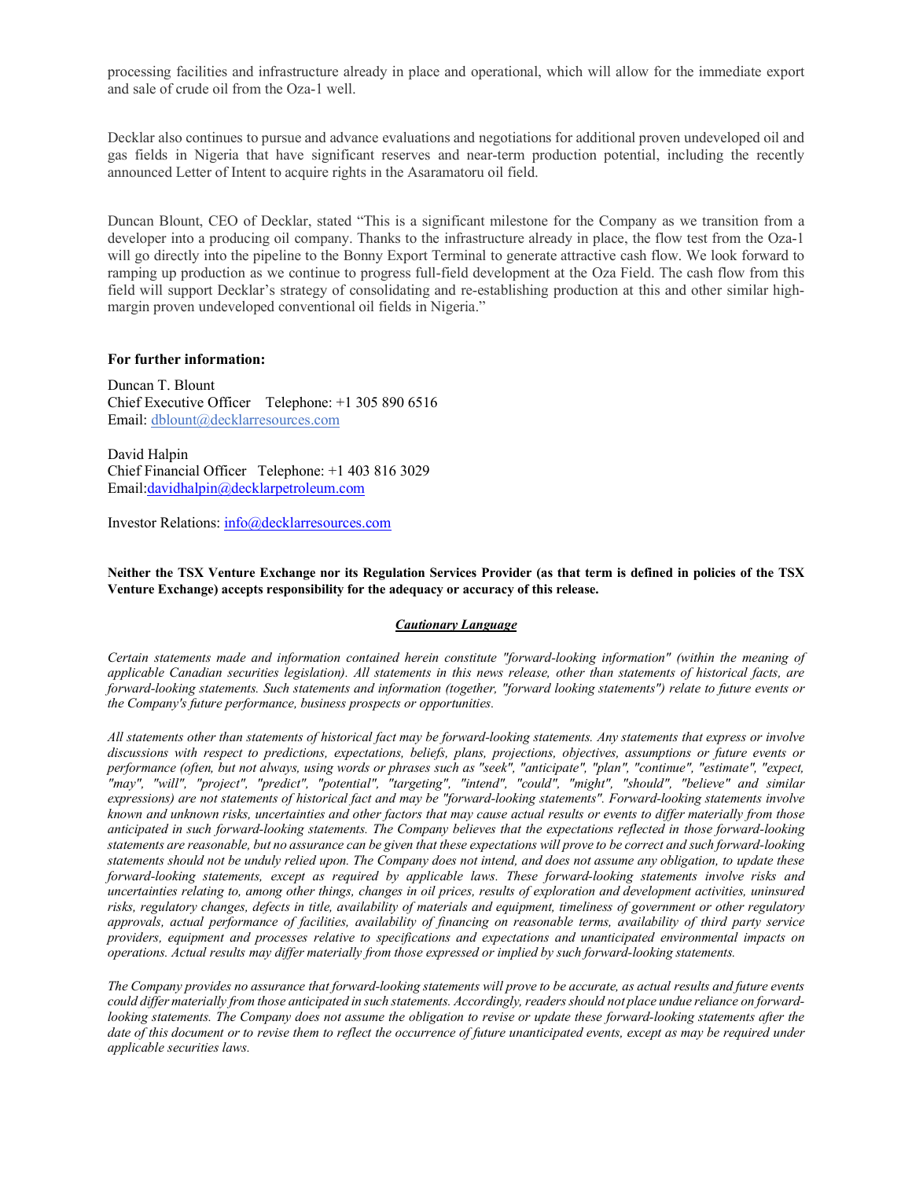processing facilities and infrastructure already in place and operational, which will allow for the immediate export and sale of crude oil from the Oza-1 well.

Decklar also continues to pursue and advance evaluations and negotiations for additional proven undeveloped oil and gas fields in Nigeria that have significant reserves and near-term production potential, including the recently announced Letter of Intent to acquire rights in the Asaramatoru oil field.

Duncan Blount, CEO of Decklar, stated "This is a significant milestone for the Company as we transition from a developer into a producing oil company. Thanks to the infrastructure already in place, the flow test from the Oza-1 will go directly into the pipeline to the Bonny Export Terminal to generate attractive cash flow. We look forward to ramping up production as we continue to progress full-field development at the Oza Field. The cash flow from this field will support Decklar's strategy of consolidating and re-establishing production at this and other similar high-margin proven undeveloped conventional oil fields in Nigeria."

**For further information:**

Duncan T. Blount
Chief Executive Officer Telephone: +1 305 890 6516
Email: dblount@decklarresources.com

David Halpin
Chief Financial Officer Telephone: +1 403 816 3029
Email:davidhalpin@decklarpetroleum.com

Investor Relations: info@decklarresources.com

**Neither the TSX Venture Exchange nor its Regulation Services Provider (as that term is defined in policies of the TSX Venture Exchange) accepts responsibility for the adequacy or accuracy of this release.**

***Cautionary Language***

*Certain statements made and information contained herein constitute "forward-looking information" (within the meaning of applicable Canadian securities legislation). All statements in this news release, other than statements of historical facts, are forward-looking statements. Such statements and information (together, "forward looking statements") relate to future events or the Company's future performance, business prospects or opportunities.*

*All statements other than statements of historical fact may be forward-looking statements. Any statements that express or involve discussions with respect to predictions, expectations, beliefs, plans, projections, objectives, assumptions or future events or performance (often, but not always, using words or phrases such as "seek", "anticipate", "plan", "continue", "estimate", "expect, "may", "will", "project", "predict", "potential", "targeting", "intend", "could", "might", "should", "believe" and similar expressions) are not statements of historical fact and may be "forward-looking statements". Forward-looking statements involve known and unknown risks, uncertainties and other factors that may cause actual results or events to differ materially from those anticipated in such forward-looking statements. The Company believes that the expectations reflected in those forward-looking statements are reasonable, but no assurance can be given that these expectations will prove to be correct and such forward-looking statements should not be unduly relied upon. The Company does not intend, and does not assume any obligation, to update these forward-looking statements, except as required by applicable laws. These forward-looking statements involve risks and uncertainties relating to, among other things, changes in oil prices, results of exploration and development activities, uninsured risks, regulatory changes, defects in title, availability of materials and equipment, timeliness of government or other regulatory approvals, actual performance of facilities, availability of financing on reasonable terms, availability of third party service providers, equipment and processes relative to specifications and expectations and unanticipated environmental impacts on operations. Actual results may differ materially from those expressed or implied by such forward-looking statements.*

*The Company provides no assurance that forward-looking statements will prove to be accurate, as actual results and future events could differ materially from those anticipated in such statements. Accordingly, readers should not place undue reliance on forward-looking statements. The Company does not assume the obligation to revise or update these forward-looking statements after the date of this document or to revise them to reflect the occurrence of future unanticipated events, except as may be required under applicable securities laws.*